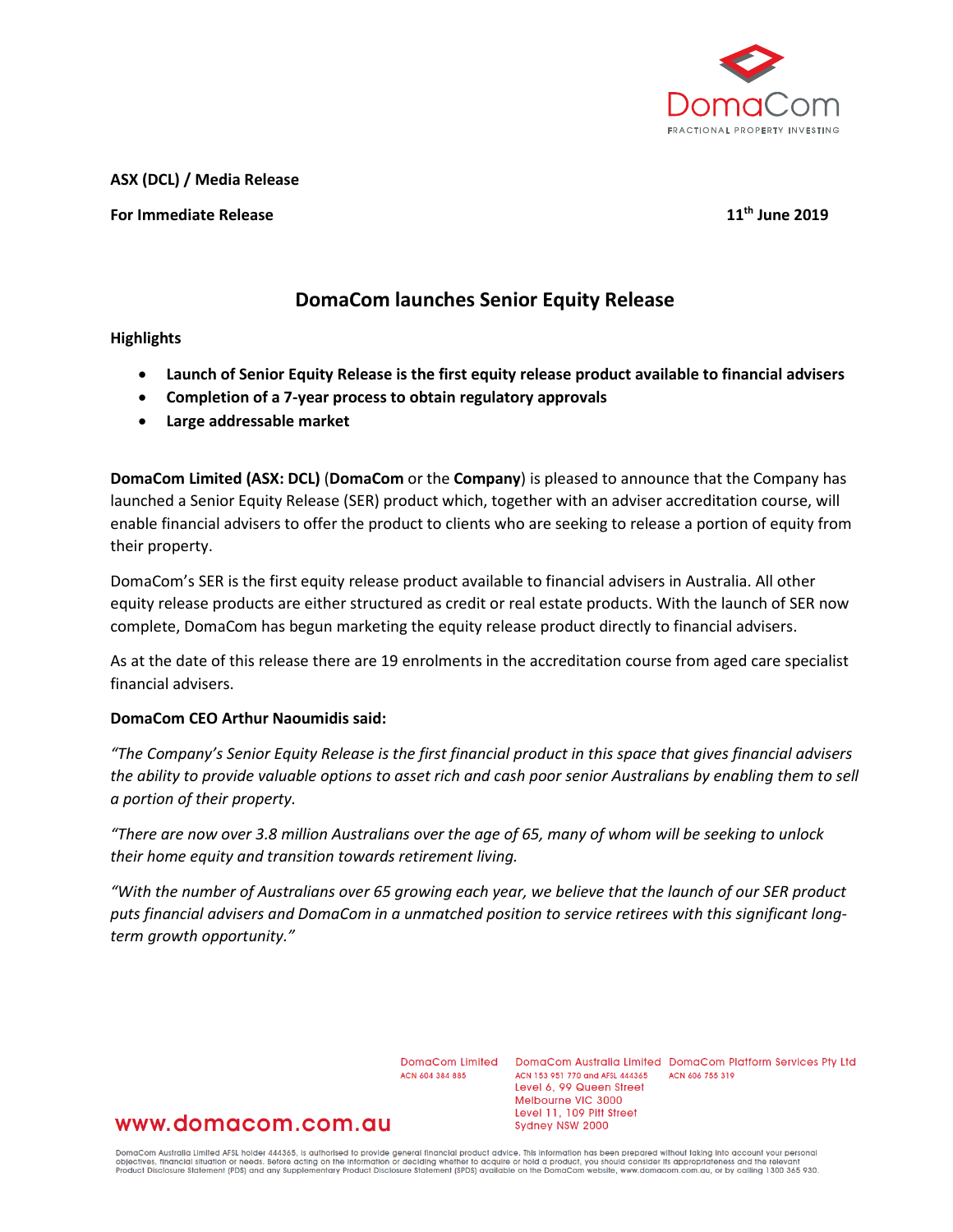**ASX (DCL) / Media Release**

**For Immediate Release** **11th June 2019**

# DomaCom launches Senior Equity Release

**Highlights**

- **Launch of Senior Equity Release is the first equity release product available to financial advisers**
- **Completion of a 7-year process to obtain regulatory approvals**
- **Large addressable market**

**DomaCom Limited (ASX: DCL)** (**DomaCom** or the **Company**) is pleased to announce that the Company has launched a Senior Equity Release (SER) product which, together with an adviser accreditation course, will enable financial advisers to offer the product to clients who are seeking to release a portion of equity from their property.

DomaCom's SER is the first equity release product available to financial advisers in Australia. All other equity release products are either structured as credit or real estate products. With the launch of SER now complete, DomaCom has begun marketing the equity release product directly to financial advisers.

As at the date of this release there are 19 enrolments in the accreditation course from aged care specialist financial advisers.

**DomaCom CEO Arthur Naoumidis said:**

*"The Company's Senior Equity Release is the first financial product in this space that gives financial advisers the ability to provide valuable options to asset rich and cash poor senior Australians by enabling them to sell a portion of their property.*

*"There are now over 3.8 million Australians over the age of 65, many of whom will be seeking to unlock their home equity and transition towards retirement living.*

*"With the number of Australians over 65 growing each year, we believe that the launch of our SER product puts financial advisers and DomaCom in a unmatched position to service retirees with this significant long-term growth opportunity."*

DomaCom Limited
ACN 604 384 885

DomaCom Australia Limited
ACN 153 951 770 and AFSL 444365
Level 6, 99 Queen Street
Melbourne VIC 3000
Level 11, 109 Pitt Street
Sydney NSW 2000

DomaCom Platform Services Pty Ltd
ACN 606 755 319

www.domacom.com.au

DomaCom Australia Limited AFSL holder 444365, is authorised to provide general financial product advice. This information has been prepared without taking into account your personal objectives, financial situation or needs. Before acting on the information or deciding whether to acquire or hold a product, you should consider its appropriateness and the relevant Product Disclosure Statement (PDS) and any Supplementary Product Disclosure Statement (SPDS) available on the DomaCom website, www.domacom.com.au, or by calling 1300 365 930.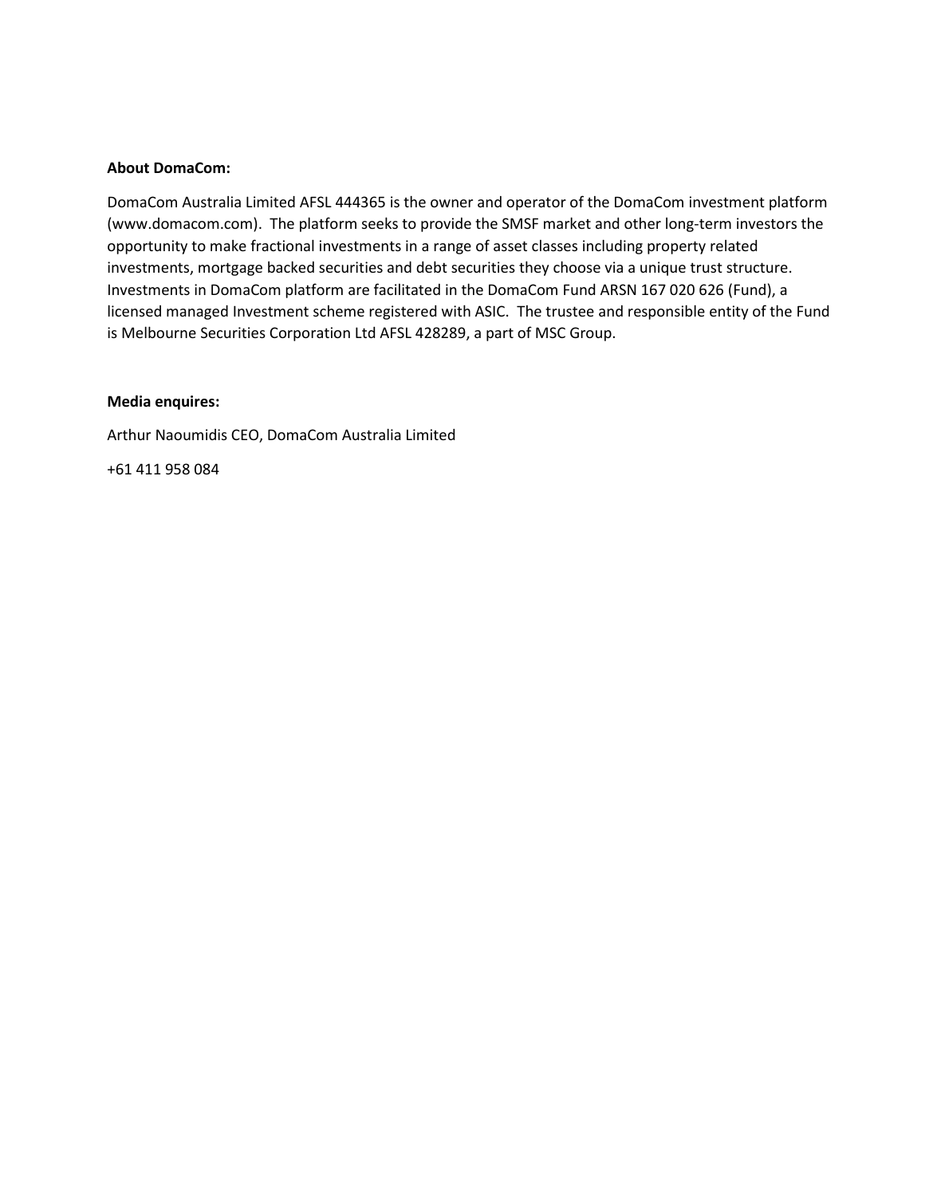**About DomaCom:**

DomaCom Australia Limited AFSL 444365 is the owner and operator of the DomaCom investment platform (www.domacom.com). The platform seeks to provide the SMSF market and other long-term investors the opportunity to make fractional investments in a range of asset classes including property related investments, mortgage backed securities and debt securities they choose via a unique trust structure. Investments in DomaCom platform are facilitated in the DomaCom Fund ARSN 167 020 626 (Fund), a licensed managed Investment scheme registered with ASIC. The trustee and responsible entity of the Fund is Melbourne Securities Corporation Ltd AFSL 428289, a part of MSC Group.

**Media enquires:**

Arthur Naoumidis CEO, DomaCom Australia Limited

+61 411 958 084